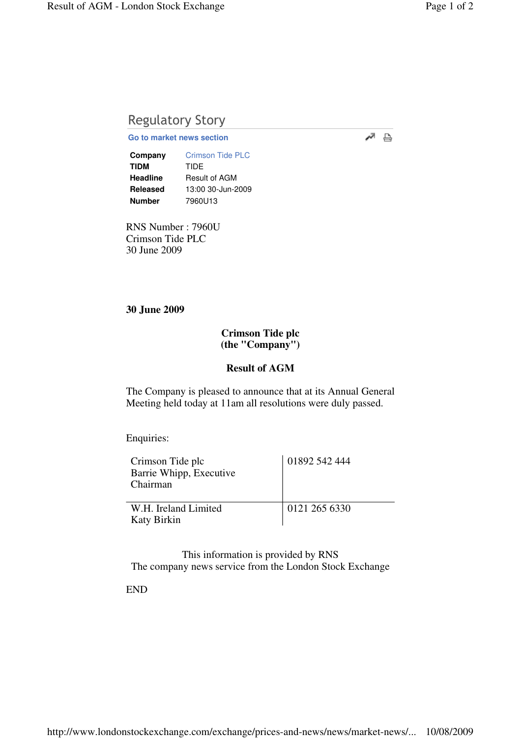## Regulatory Story

Go to market news section

| | |
|---|---|
| **Company** | Crimson Tide PLC |
| **TIDM** | TIDE |
| **Headline** | Result of AGM |
| **Released** | 13:00 30-Jun-2009 |
| **Number** | 7960U13 |

RNS Number : 7960U
Crimson Tide PLC
30 June 2009

**30 June 2009**

**Crimson Tide plc**
**(the "Company")**

**Result of AGM**

The Company is pleased to announce that at its Annual General Meeting held today at 11am all resolutions were duly passed.

Enquiries:

| | |
|---|---|
| Crimson Tide plc<br>Barrie Whipp, Executive Chairman | 01892 542 444 |
| W.H. Ireland Limited<br>Katy Birkin | 0121 265 6330 |

This information is provided by RNS
The company news service from the London Stock Exchange

END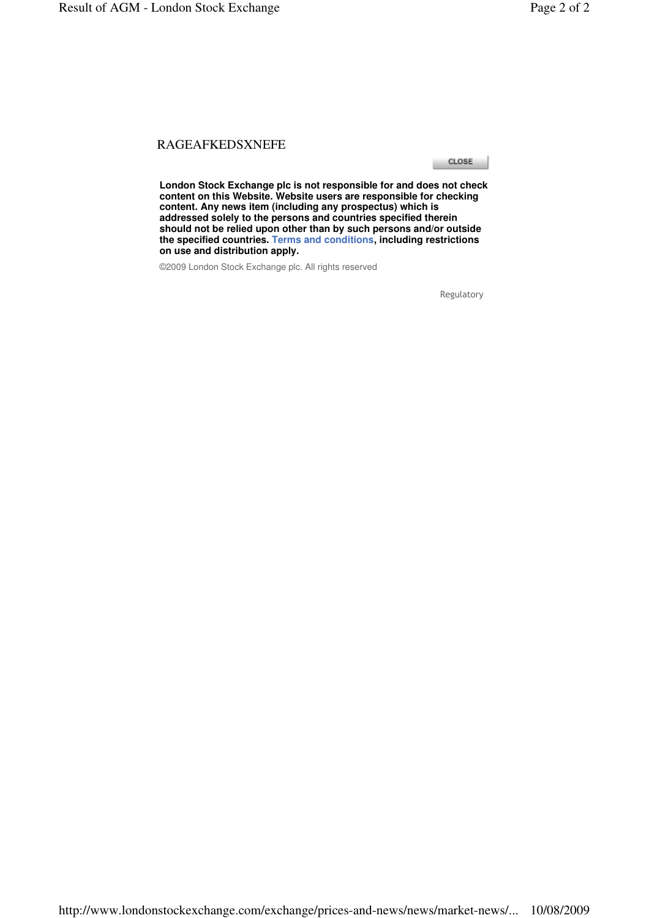RAGEAFKEDSXNEFE

CLOSE

**London Stock Exchange plc is not responsible for and does not check content on this Website. Website users are responsible for checking content. Any news item (including any prospectus) which is addressed solely to the persons and countries specified therein should not be relied upon other than by such persons and/or outside the specified countries. Terms and conditions, including restrictions on use and distribution apply.**

©2009 London Stock Exchange plc. All rights reserved

Regulatory